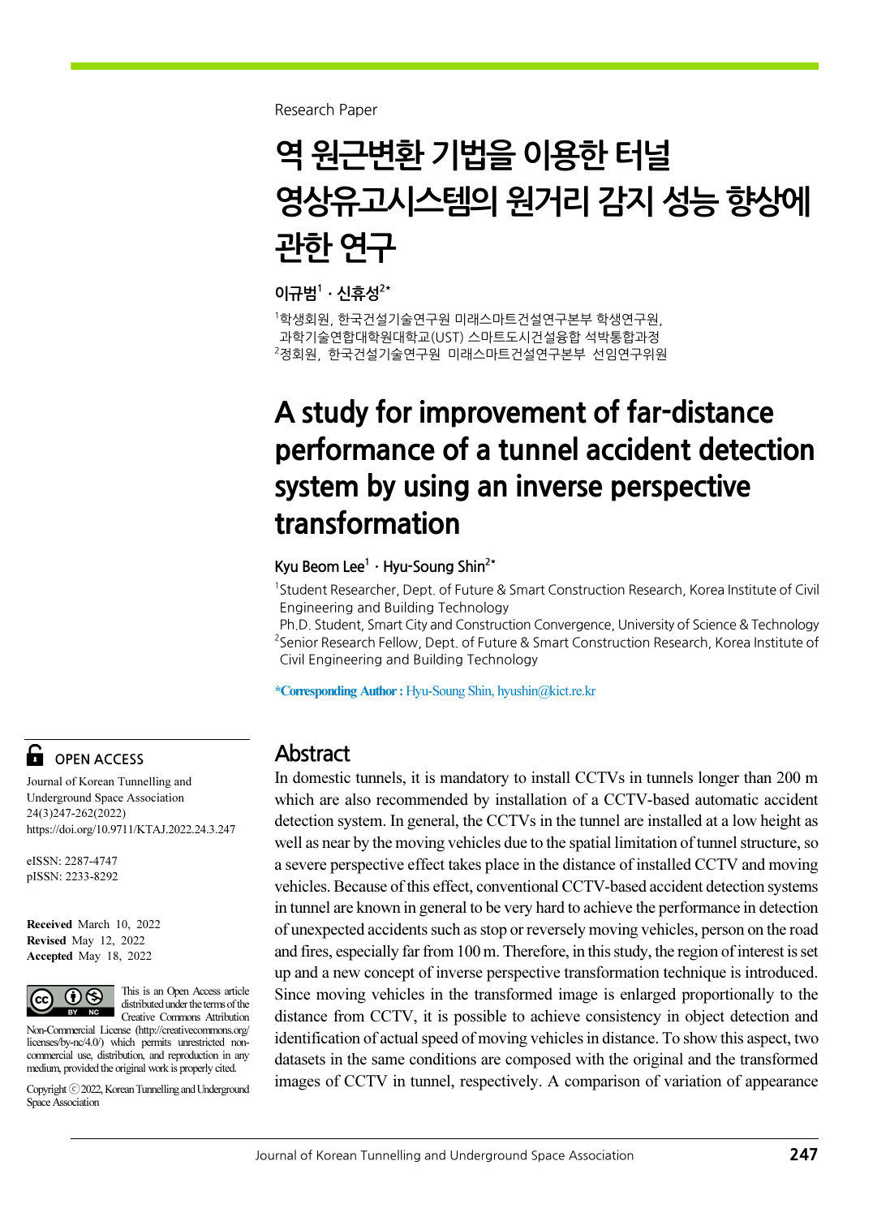Research Paper

# 역 원근변환 기법을 이용한 터널 영상유고시스템의 원거리 감지 성능 향상에 관한 연구

**이규범[1] · 신휴성[2*]**

[1]학생회원, 한국건설기술연구원 미래스마트건설연구본부 학생연구원, 과학기술연합대학원대학교(UST) 스마트도시건설융합 석박통합과정
[2]정회원, 한국건설기술연구원 미래스마트건설연구본부 선임연구위원

# A study for improvement of far-distance performance of a tunnel accident detection system by using an inverse perspective transformation

**Kyu Beom Lee[1] · Hyu-Soung Shin[2*]**

[1]Student Researcher, Dept. of Future & Smart Construction Research, Korea Institute of Civil Engineering and Building Technology
Ph.D. Student, Smart City and Construction Convergence, University of Science & Technology
[2]Senior Research Fellow, Dept. of Future & Smart Construction Research, Korea Institute of Civil Engineering and Building Technology

***Corresponding Author :** Hyu-Soung Shin, hyushin@kict.re.kr

**OPEN ACCESS**

Journal of Korean Tunnelling and Underground Space Association
24(3)247-262(2022)
https://doi.org/10.9711/KTAJ.2022.24.3.247

eISSN: 2287-4747
pISSN: 2233-8292

**Received** March 10, 2022
**Revised** May 12, 2022
**Accepted** May 18, 2022

This is an Open Access article distributed under the terms of the Creative Commons Attribution Non-Commercial License (http://creativecommons.org/licenses/by-nc/4.0/) which permits unrestricted non-commercial use, distribution, and reproduction in any medium, provided the original work is properly cited.

Copyright ⓒ 2022, Korean Tunnelling and Underground Space Association

## Abstract

In domestic tunnels, it is mandatory to install CCTVs in tunnels longer than 200 m which are also recommended by installation of a CCTV-based automatic accident detection system. In general, the CCTVs in the tunnel are installed at a low height as well as near by the moving vehicles due to the spatial limitation of tunnel structure, so a severe perspective effect takes place in the distance of installed CCTV and moving vehicles. Because of this effect, conventional CCTV-based accident detection systems in tunnel are known in general to be very hard to achieve the performance in detection of unexpected accidents such as stop or reversely moving vehicles, person on the road and fires, especially far from 100 m. Therefore, in this study, the region of interest is set up and a new concept of inverse perspective transformation technique is introduced. Since moving vehicles in the transformed image is enlarged proportionally to the distance from CCTV, it is possible to achieve consistency in object detection and identification of actual speed of moving vehicles in distance. To show this aspect, two datasets in the same conditions are composed with the original and the transformed images of CCTV in tunnel, respectively. A comparison of variation of appearance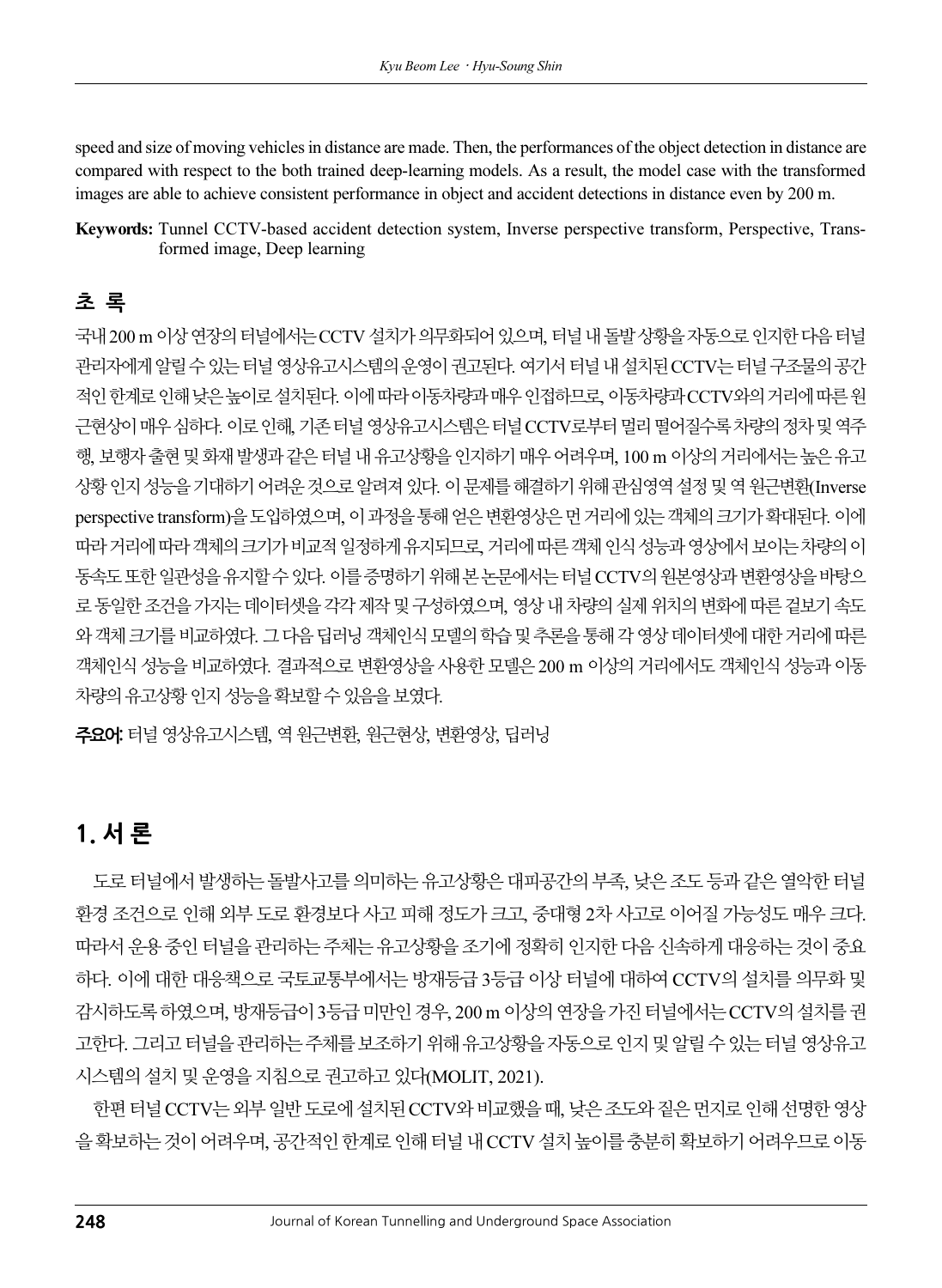speed and size of moving vehicles in distance are made. Then, the performances of the object detection in distance are compared with respect to the both trained deep-learning models. As a result, the model case with the transformed images are able to achieve consistent performance in object and accident detections in distance even by 200 m.

**Keywords:** Tunnel CCTV-based accident detection system, Inverse perspective transform, Perspective, Transformed image, Deep learning

## 초 록

국내 200 m 이상 연장의 터널에서는 CCTV 설치가 의무화되어 있으며, 터널 내 돌발 상황을 자동으로 인지한 다음 터널 관리자에게 알릴 수 있는 터널 영상유고시스템의 운영이 권고된다. 여기서 터널 내 설치된 CCTV는 터널 구조물의 공간적인 한계로 인해 낮은 높이로 설치된다. 이에 따라 이동차량과 매우 인접하므로, 이동차량과 CCTV와의 거리에 따른 원근현상이 매우 심하다. 이로 인해, 기존 터널 영상유고시스템은 터널 CCTV로부터 멀리 떨어질수록 차량의 정차 및 역주행, 보행자 출현 및 화재 발생과 같은 터널 내 유고상황을 인지하기 매우 어려우며, 100 m 이상의 거리에서는 높은 유고상황 인지 성능을 기대하기 어려운 것으로 알려져 있다. 이 문제를 해결하기 위해 관심영역 설정 및 역 원근변환(Inverse perspective transform)을 도입하였으며, 이 과정을 통해 얻은 변환영상은 먼 거리에 있는 객체의 크기가 확대된다. 이에 따라 거리에 따라 객체의 크기가 비교적 일정하게 유지되므로, 거리에 따른 객체 인식 성능과 영상에서 보이는 차량의 이동속도 또한 일관성을 유지할 수 있다. 이를 증명하기 위해 본 논문에서는 터널 CCTV의 원본영상과 변환영상을 바탕으로 동일한 조건을 가지는 데이터셋을 각각 제작 및 구성하였으며, 영상 내 차량의 실제 위치의 변화에 따른 겉보기 속도와 객체 크기를 비교하였다. 그 다음 딥러닝 객체인식 모델의 학습 및 추론을 통해 각 영상 데이터셋에 대한 거리에 따른 객체인식 성능을 비교하였다. 결과적으로 변환영상을 사용한 모델은 200 m 이상의 거리에서도 객체인식 성능과 이동차량의 유고상황 인지 성능을 확보할 수 있음을 보였다.

**주요어:** 터널 영상유고시스템, 역 원근변환, 원근현상, 변환영상, 딥러닝

## 1. 서 론

도로 터널에서 발생하는 돌발사고를 의미하는 유고상황은 대피공간의 부족, 낮은 조도 등과 같은 열악한 터널 환경 조건으로 인해 외부 도로 환경보다 사고 피해 정도가 크고, 중대형 2차 사고로 이어질 가능성도 매우 크다. 따라서 운용 중인 터널을 관리하는 주체는 유고상황을 조기에 정확히 인지한 다음 신속하게 대응하는 것이 중요하다. 이에 대한 대응책으로 국토교통부에서는 방재등급 3등급 이상 터널에 대하여 CCTV의 설치를 의무화 및 감시하도록 하였으며, 방재등급이 3등급 미만인 경우, 200 m 이상의 연장을 가진 터널에서는 CCTV의 설치를 권고한다. 그리고 터널을 관리하는 주체를 보조하기 위해 유고상황을 자동으로 인지 및 알릴 수 있는 터널 영상유고시스템의 설치 및 운영을 지침으로 권고하고 있다(MOLIT, 2021).

한편 터널 CCTV는 외부 일반 도로에 설치된 CCTV와 비교했을 때, 낮은 조도와 짙은 먼지로 인해 선명한 영상을 확보하는 것이 어려우며, 공간적인 한계로 인해 터널 내 CCTV 설치 높이를 충분히 확보하기 어려우므로 이동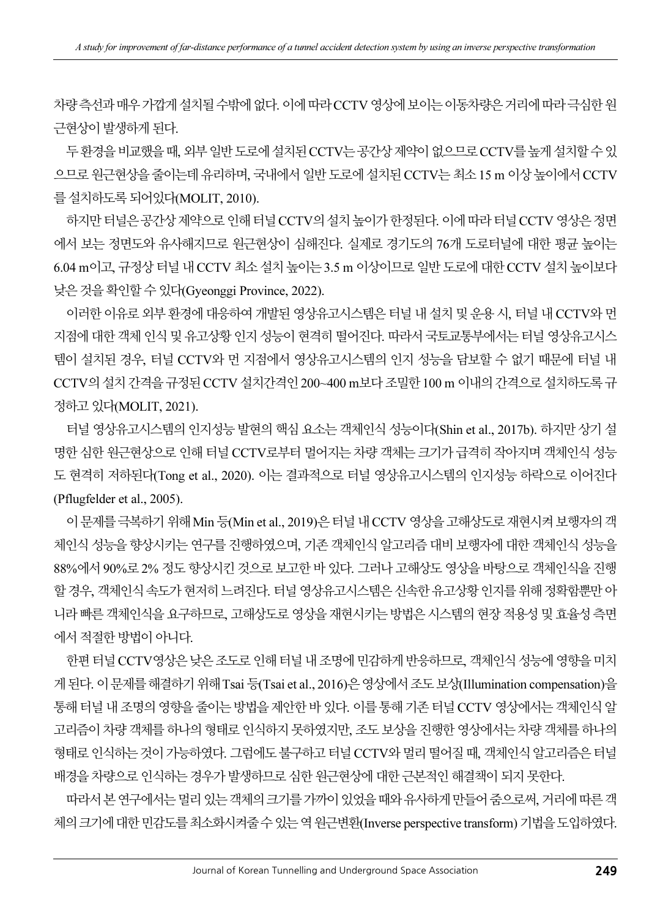차량 측선과 매우 가깝게 설치될 수밖에 없다. 이에 따라 CCTV 영상에 보이는 이동차량은 거리에 따라 극심한 원근현상이 발생하게 된다.

두 환경을 비교했을 때, 외부 일반 도로에 설치된 CCTV는 공간상 제약이 없으므로 CCTV를 높게 설치할 수 있으므로 원근현상을 줄이는데 유리하며, 국내에서 일반 도로에 설치된 CCTV는 최소 15 m 이상 높이에서 CCTV를 설치하도록 되어있다(MOLIT, 2010).

하지만 터널은 공간상 제약으로 인해 터널 CCTV의 설치 높이가 한정된다. 이에 따라 터널 CCTV 영상은 정면에서 보는 정면도와 유사해지므로 원근현상이 심해진다. 실제로 경기도의 76개 도로터널에 대한 평균 높이는 6.04 m이고, 규정상 터널 내 CCTV 최소 설치 높이는 3.5 m 이상이므로 일반 도로에 대한 CCTV 설치 높이보다 낮은 것을 확인할 수 있다(Gyeonggi Province, 2022).

이러한 이유로 외부 환경에 대응하여 개발된 영상유고시스템은 터널 내 설치 및 운용 시, 터널 내 CCTV와 먼 지점에 대한 객체 인식 및 유고상황 인지 성능이 현격히 떨어진다. 따라서 국토교통부에서는 터널 영상유고시스템이 설치된 경우, 터널 CCTV와 먼 지점에서 영상유고시스템의 인지 성능을 담보할 수 없기 때문에 터널 내 CCTV의 설치 간격을 규정된 CCTV 설치간격인 200~400 m보다 조밀한 100 m 이내의 간격으로 설치하도록 규정하고 있다(MOLIT, 2021).

터널 영상유고시스템의 인지성능 발현의 핵심 요소는 객체인식 성능이다(Shin et al., 2017b). 하지만 상기 설명한 심한 원근현상으로 인해 터널 CCTV로부터 멀어지는 차량 객체는 크기가 급격히 작아지며 객체인식 성능도 현격히 저하된다(Tong et al., 2020). 이는 결과적으로 터널 영상유고시스템의 인지성능 하락으로 이어진다(Pflugfelder et al., 2005).

이 문제를 극복하기 위해 Min 등(Min et al., 2019)은 터널 내 CCTV 영상을 고해상도로 재현시켜 보행자의 객체인식 성능을 향상시키는 연구를 진행하였으며, 기존 객체인식 알고리즘 대비 보행자에 대한 객체인식 성능을 88%에서 90%로 2% 정도 향상시킨 것으로 보고한 바 있다. 그러나 고해상도 영상을 바탕으로 객체인식을 진행할 경우, 객체인식 속도가 현저히 느려진다. 터널 영상유고시스템은 신속한 유고상황 인지를 위해 정확함뿐만 아니라 빠른 객체인식을 요구하므로, 고해상도로 영상을 재현시키는 방법은 시스템의 현장 적용성 및 효율성 측면에서 적절한 방법이 아니다.

한편 터널 CCTV영상은 낮은 조도로 인해 터널 내 조명에 민감하게 반응하므로, 객체인식 성능에 영향을 미치게 된다. 이 문제를 해결하기 위해 Tsai 등(Tsai et al., 2016)은 영상에서 조도 보상(Illumination compensation)을 통해 터널 내 조명의 영향을 줄이는 방법을 제안한 바 있다. 이를 통해 기존 터널 CCTV 영상에서는 객체인식 알고리즘이 차량 객체를 하나의 형태로 인식하지 못하였지만, 조도 보상을 진행한 영상에서는 차량 객체를 하나의 형태로 인식하는 것이 가능하였다. 그럼에도 불구하고 터널 CCTV와 멀리 떨어질 때, 객체인식 알고리즘은 터널 배경을 차량으로 인식하는 경우가 발생하므로 심한 원근현상에 대한 근본적인 해결책이 되지 못한다.

따라서 본 연구에서는 멀리 있는 객체의 크기를 가까이 있었을 때와 유사하게 만들어 줌으로써, 거리에 따른 객체의 크기에 대한 민감도를 최소화시켜줄 수 있는 역 원근변환(Inverse perspective transform) 기법을 도입하였다.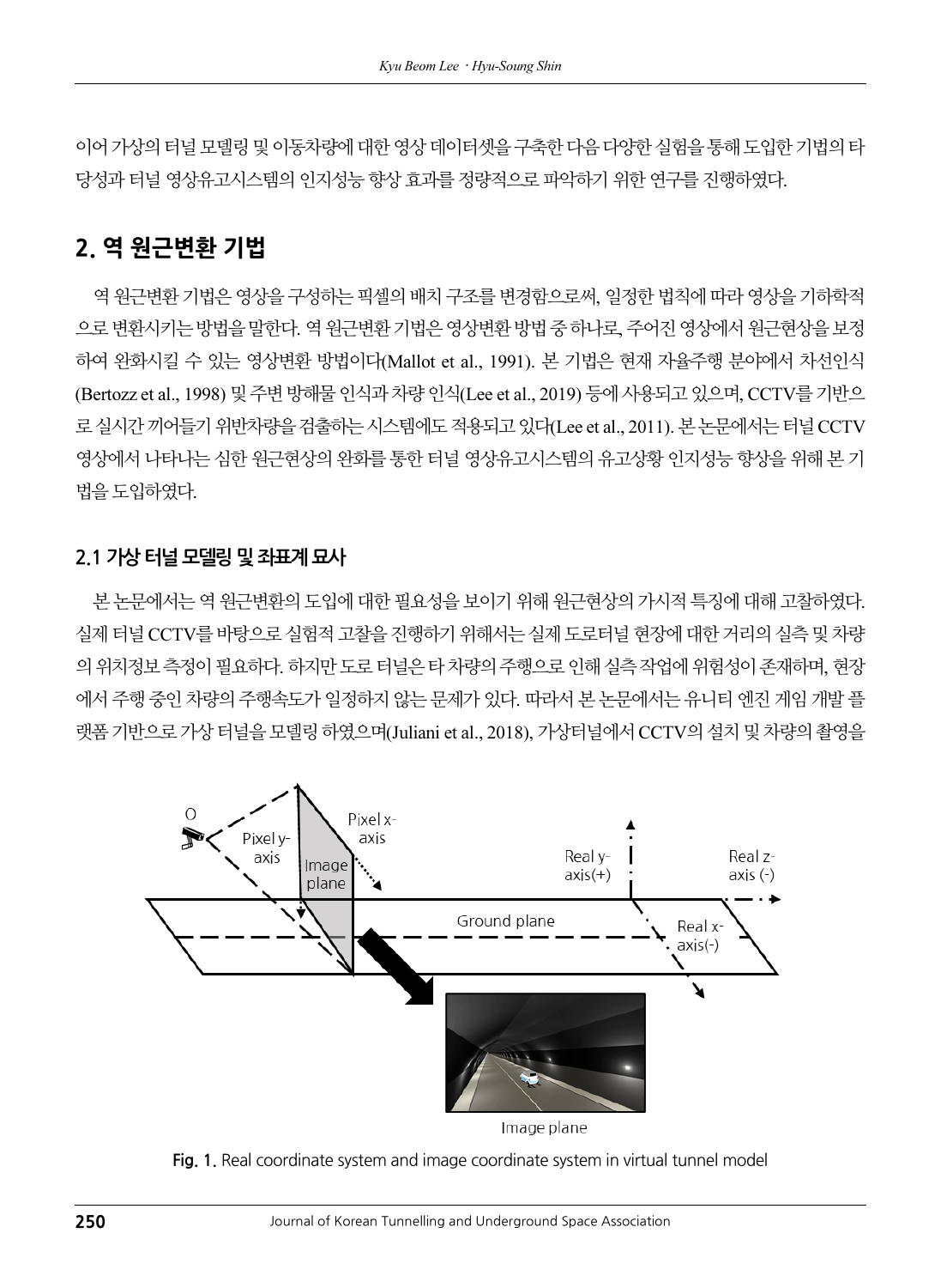이어 가상의 터널 모델링 및 이동차량에 대한 영상 데이터셋을 구축한 다음 다양한 실험을 통해 도입한 기법의 타당성과 터널 영상유고시스템의 인지성능 향상 효과를 정량적으로 파악하기 위한 연구를 진행하였다.

## 2. 역 원근변환 기법

역 원근변환 기법은 영상을 구성하는 픽셀의 배치 구조를 변경함으로써, 일정한 법칙에 따라 영상을 기하학적으로 변환시키는 방법을 말한다. 역 원근변환 기법은 영상변환 방법 중 하나로, 주어진 영상에서 원근현상을 보정하여 완화시킬 수 있는 영상변환 방법이다(Mallot et al., 1991). 본 기법은 현재 자율주행 분야에서 차선인식(Bertozz et al., 1998) 및 주변 방해물 인식과 차량 인식(Lee et al., 2019) 등에 사용되고 있으며, CCTV를 기반으로 실시간 끼어들기 위반차량을 검출하는 시스템에도 적용되고 있다(Lee et al., 2011). 본 논문에서는 터널 CCTV 영상에서 나타나는 심한 원근현상의 완화를 통한 터널 영상유고시스템의 유고상황 인지성능 향상을 위해 본 기법을 도입하였다.

### 2.1 가상 터널 모델링 및 좌표계 묘사

본 논문에서는 역 원근변환의 도입에 대한 필요성을 보이기 위해 원근현상의 가시적 특징에 대해 고찰하였다. 실제 터널 CCTV를 바탕으로 실험적 고찰을 진행하기 위해서는 실제 도로터널 현장에 대한 거리의 실측 및 차량의 위치정보 측정이 필요하다. 하지만 도로 터널은 타 차량의 주행으로 인해 실측 작업에 위험성이 존재하며, 현장에서 주행 중인 차량의 주행속도가 일정하지 않는 문제가 있다. 따라서 본 논문에서는 유니티 엔진 게임 개발 플랫폼 기반으로 가상 터널을 모델링 하였으며(Juliani et al., 2018), 가상터널에서 CCTV의 설치 및 차량의 촬영을

Fig. 1. Real coordinate system and image coordinate system in virtual tunnel model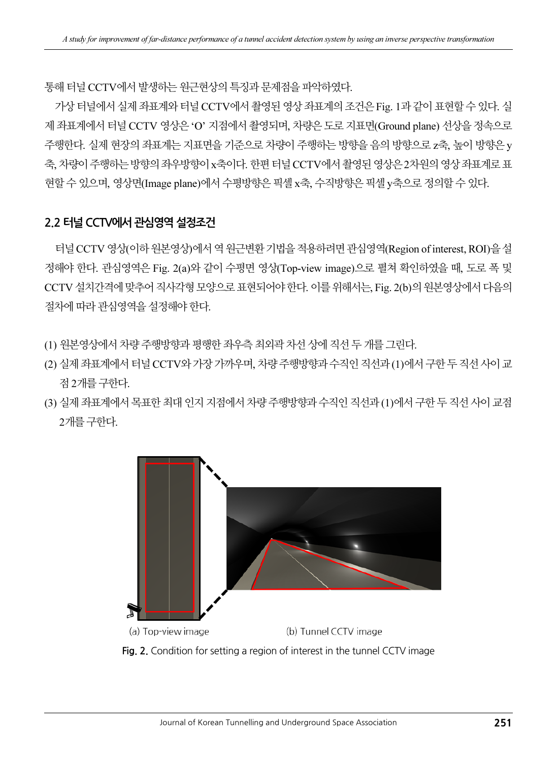통해 터널 CCTV에서 발생하는 원근현상의 특징과 문제점을 파악하였다.

가상 터널에서 실제 좌표계와 터널 CCTV에서 촬영된 영상 좌표계의 조건은 Fig. 1과 같이 표현할 수 있다. 실제 좌표계에서 터널 CCTV 영상은 ‘O’ 지점에서 촬영되며, 차량은 도로 지표면(Ground plane) 선상을 정속으로 주행한다. 실제 현장의 좌표계는 지표면을 기준으로 차량이 주행하는 방향을 음의 방향으로 z축, 높이 방향은 y축, 차량이 주행하는 방향의 좌우방향이 x축이다. 한편 터널 CCTV에서 촬영된 영상은 2차원의 영상 좌표계로 표현할 수 있으며, 영상면(Image plane)에서 수평방향은 픽셀 x축, 수직방향은 픽셀 y축으로 정의할 수 있다.

## 2.2 터널 CCTV에서 관심영역 설정조건

터널 CCTV 영상(이하 원본영상)에서 역 원근변환 기법을 적용하려면 관심영역(Region of interest, ROI)을 설정해야 한다. 관심영역은 Fig. 2(a)와 같이 수평면 영상(Top-view image)으로 펼쳐 확인하였을 때, 도로 폭 및 CCTV 설치간격에 맞추어 직사각형 모양으로 표현되어야 한다. 이를 위해서는, Fig. 2(b)의 원본영상에서 다음의 절차에 따라 관심영역을 설정해야 한다.

(1) 원본영상에서 차량 주행방향과 평행한 좌우측 최외곽 차선 상에 직선 두 개를 그린다.

(2) 실제 좌표계에서 터널 CCTV와 가장 가까우며, 차량 주행방향과 수직인 직선과 (1)에서 구한 두 직선 사이 교점 2개를 구한다.

(3) 실제 좌표계에서 목표한 최대 인지 지점에서 차량 주행방향과 수직인 직선과 (1)에서 구한 두 직선 사이 교점 2개를 구한다.

(a) Top-view image (b) Tunnel CCTV image

Fig. 2. Condition for setting a region of interest in the tunnel CCTV image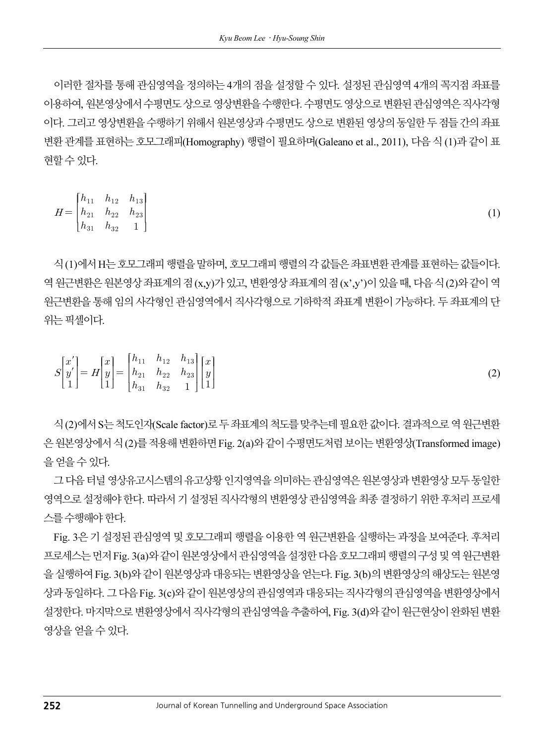이러한 절차를 통해 관심영역을 정의하는 4개의 점을 설정할 수 있다. 설정된 관심영역 4개의 꼭지점 좌표를 이용하여, 원본영상에서 수평면도 상으로 영상변환을 수행한다. 수평면도 영상으로 변환된 관심영역은 직사각형이다. 그리고 영상변환을 수행하기 위해서 원본영상과 수평면도 상으로 변환된 영상의 동일한 두 점들 간의 좌표 변환 관계를 표현하는 호모그래피(Homography) 행렬이 필요하며(Galeano et al., 2011), 다음 식 (1)과 같이 표현할 수 있다.

$$H = \begin{bmatrix} h_{11} & h_{12} & h_{13} \\ h_{21} & h_{22} & h_{23} \\ h_{31} & h_{32} & 1 \end{bmatrix} \tag{1}$$

식 (1)에서 H는 호모그래피 행렬을 말하며, 호모그래피 행렬의 각 값들은 좌표변환 관계를 표현하는 값들이다. 역 원근변환은 원본영상 좌표계의 점 (x,y)가 있고, 변환영상 좌표계의 점 (x',y')이 있을 때, 다음 식 (2)와 같이 역 원근변환을 통해 임의 사각형인 관심영역에서 직사각형으로 기하학적 좌표계 변환이 가능하다. 두 좌표계의 단위는 픽셀이다.

$$S\begin{bmatrix} x' \\ y' \\ 1 \end{bmatrix} = H\begin{bmatrix} x \\ y \\ 1 \end{bmatrix} = \begin{bmatrix} h_{11} & h_{12} & h_{13} \\ h_{21} & h_{22} & h_{23} \\ h_{31} & h_{32} & 1 \end{bmatrix}\begin{bmatrix} x \\ y \\ 1 \end{bmatrix} \tag{2}$$

식 (2)에서 S는 척도인자(Scale factor)로 두 좌표계의 척도를 맞추는데 필요한 값이다. 결과적으로 역 원근변환은 원본영상에서 식 (2)를 적용해 변환하면 Fig. 2(a)와 같이 수평면도처럼 보이는 변환영상(Transformed image)을 얻을 수 있다.

그 다음 터널 영상유고시스템의 유고상황 인지영역을 의미하는 관심영역은 원본영상과 변환영상 모두 동일한 영역으로 설정해야 한다. 따라서 기 설정된 직사각형의 변환영상 관심영역을 최종 결정하기 위한 후처리 프로세스를 수행해야 한다.

Fig. 3은 기 설정된 관심영역 및 호모그래피 행렬을 이용한 역 원근변환을 실행하는 과정을 보여준다. 후처리 프로세스는 먼저 Fig. 3(a)와 같이 원본영상에서 관심영역을 설정한 다음 호모그래피 행렬의 구성 및 역 원근변환을 실행하여 Fig. 3(b)와 같이 원본영상과 대응되는 변환영상을 얻는다. Fig. 3(b)의 변환영상의 해상도는 원본영상과 동일하다. 그 다음 Fig. 3(c)와 같이 원본영상의 관심영역과 대응되는 직사각형의 관심영역을 변환영상에서 설정한다. 마지막으로 변환영상에서 직사각형의 관심영역을 추출하여, Fig. 3(d)와 같이 원근현상이 완화된 변환영상을 얻을 수 있다.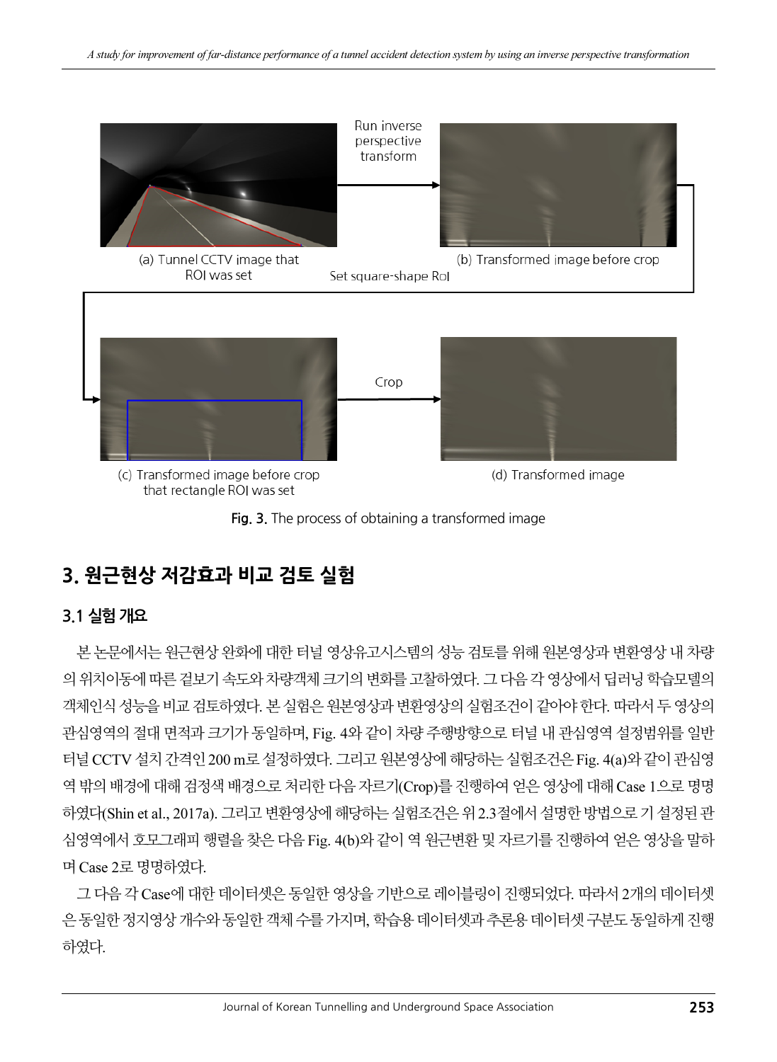Fig. 3. The process of obtaining a transformed image

## 3. 원근현상 저감효과 비교 검토 실험

### 3.1 실험 개요

본 논문에서는 원근현상 완화에 대한 터널 영상유고시스템의 성능 검토를 위해 원본영상과 변환영상 내 차량의 위치이동에 따른 겉보기 속도와 차량객체 크기의 변화를 고찰하였다. 그 다음 각 영상에서 딥러닝 학습모델의 객체인식 성능을 비교 검토하였다. 본 실험은 원본영상과 변환영상의 실험조건이 같아야 한다. 따라서 두 영상의 관심영역의 절대 면적과 크기가 동일하며, Fig. 4와 같이 차량 주행방향으로 터널 내 관심영역 설정범위를 일반 터널 CCTV 설치 간격인 200 m로 설정하였다. 그리고 원본영상에 해당하는 실험조건은 Fig. 4(a)와 같이 관심영역 밖의 배경에 대해 검정색 배경으로 처리한 다음 자르기(Crop)를 진행하여 얻은 영상에 대해 Case 1으로 명명하였다(Shin et al., 2017a). 그리고 변환영상에 해당하는 실험조건은 위 2.3절에서 설명한 방법으로 기 설정된 관심영역에서 호모그래피 행렬을 찾은 다음 Fig. 4(b)와 같이 역 원근변환 및 자르기를 진행하여 얻은 영상을 말하며 Case 2로 명명하였다.

그 다음 각 Case에 대한 데이터셋은 동일한 영상을 기반으로 레이블링이 진행되었다. 따라서 2개의 데이터셋은 동일한 정지영상 개수와 동일한 객체 수를 가지며, 학습용 데이터셋과 추론용 데이터셋 구분도 동일하게 진행하였다.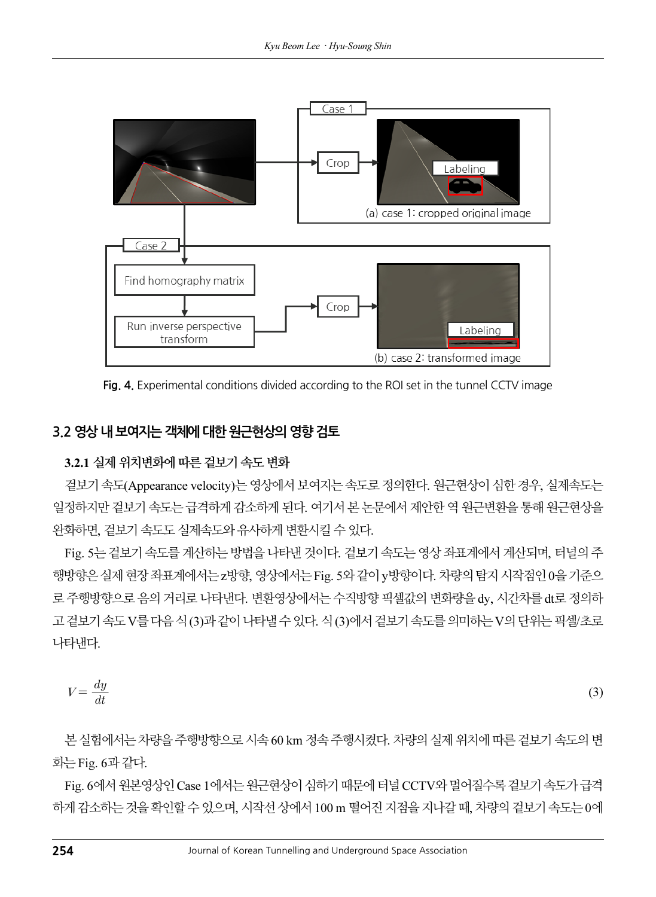Fig. 4. Experimental conditions divided according to the ROI set in the tunnel CCTV image

## 3.2 영상 내 보여지는 객체에 대한 원근현상의 영향 검토

### 3.2.1 실제 위치변화에 따른 겉보기 속도 변화

겉보기 속도(Appearance velocity)는 영상에서 보여지는 속도로 정의한다. 원근현상이 심한 경우, 실제속도는 일정하지만 겉보기 속도는 급격하게 감소하게 된다. 여기서 본 논문에서 제안한 역 원근변환을 통해 원근현상을 완화하면, 겉보기 속도도 실제속도와 유사하게 변환시킬 수 있다.

Fig. 5는 겉보기 속도를 계산하는 방법을 나타낸 것이다. 겉보기 속도는 영상 좌표계에서 계산되며, 터널의 주행방향은 실제 현장 좌표계에서는 z방향, 영상에서는 Fig. 5와 같이 y방향이다. 차량의 탐지 시작점인 0을 기준으로 주행방향으로 음의 거리로 나타낸다. 변환영상에서는 수직방향 픽셀값의 변화량을 dy, 시간차를 dt로 정의하고 겉보기 속도 V를 다음 식 (3)과 같이 나타낼 수 있다. 식 (3)에서 겉보기 속도를 의미하는 V의 단위는 픽셀/초로 나타낸다.

$$V = \frac{dy}{dt} \tag{3}$$

본 실험에서는 차량을 주행방향으로 시속 60 km 정속 주행시켰다. 차량의 실제 위치에 따른 겉보기 속도의 변화는 Fig. 6과 같다.

Fig. 6에서 원본영상인 Case 1에서는 원근현상이 심하기 때문에 터널 CCTV와 멀어질수록 겉보기 속도가 급격하게 감소하는 것을 확인할 수 있으며, 시작선 상에서 100 m 떨어진 지점을 지나갈 때, 차량의 겉보기 속도는 0에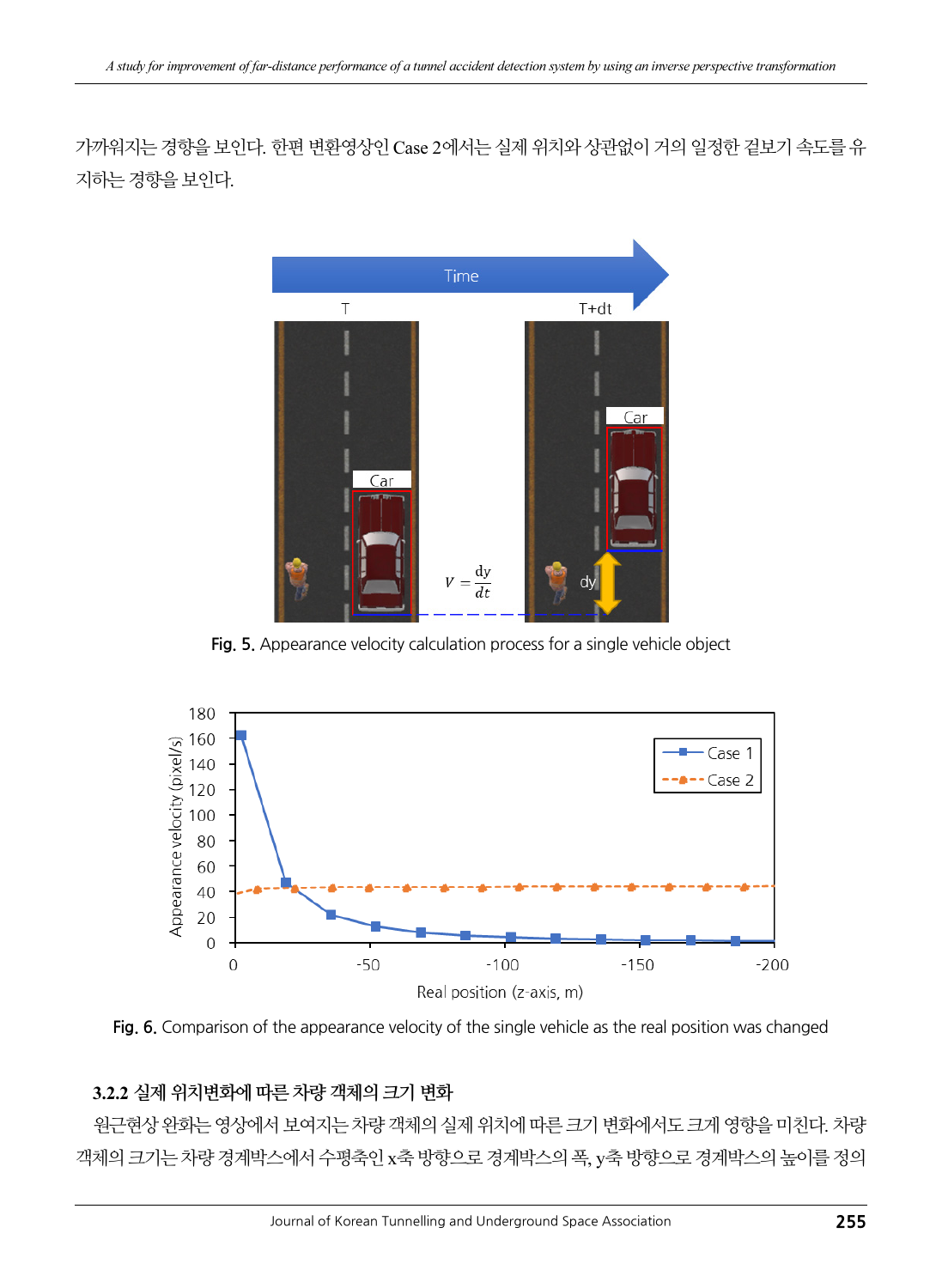가까워지는 경향을 보인다. 한편 변환영상인 Case 2에서는 실제 위치와 상관없이 거의 일정한 겉보기 속도를 유지하는 경향을 보인다.

Fig. 5. Appearance velocity calculation process for a single vehicle object

Fig. 6. Comparison of the appearance velocity of the single vehicle as the real position was changed

### 3.2.2 실제 위치변화에 따른 차량 객체의 크기 변화

원근현상 완화는 영상에서 보여지는 차량 객체의 실제 위치에 따른 크기 변화에서도 크게 영향을 미친다. 차량 객체의 크기는 차량 경계박스에서 수평축인 x축 방향으로 경계박스의 폭, y축 방향으로 경계박스의 높이를 정의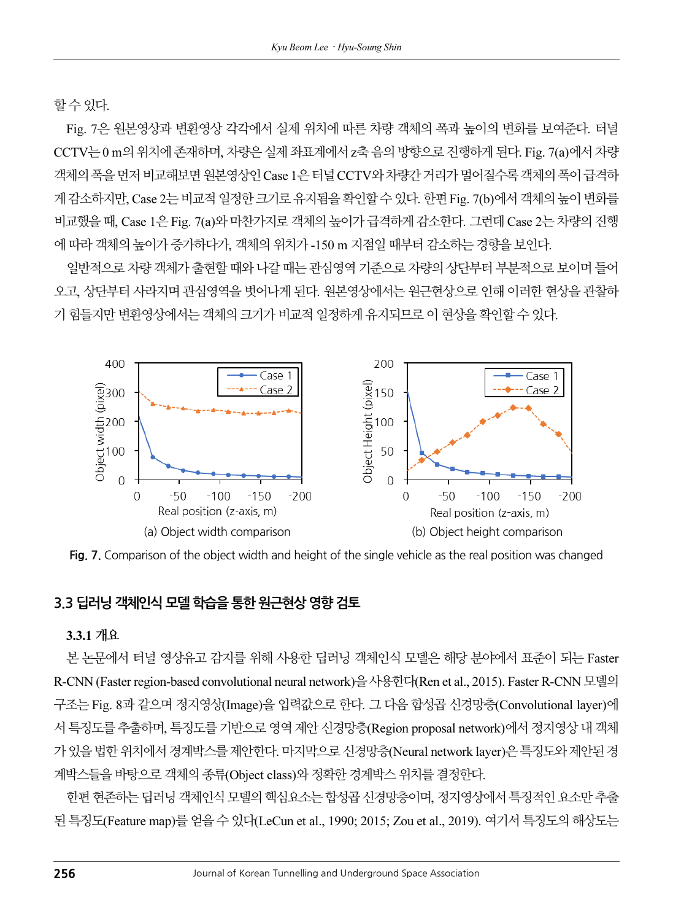할 수 있다.

Fig. 7은 원본영상과 변환영상 각각에서 실제 위치에 따른 차량 객체의 폭과 높이의 변화를 보여준다. 터널 CCTV는 0 m의 위치에 존재하며, 차량은 실제 좌표계에서 z축 음의 방향으로 진행하게 된다. Fig. 7(a)에서 차량 객체의 폭을 먼저 비교해보면 원본영상인 Case 1은 터널 CCTV와 차량간 거리가 멀어질수록 객체의 폭이 급격하게 감소하지만, Case 2는 비교적 일정한 크기로 유지됨을 확인할 수 있다. 한편 Fig. 7(b)에서 객체의 높이 변화를 비교했을 때, Case 1은 Fig. 7(a)와 마찬가지로 객체의 높이가 급격하게 감소한다. 그런데 Case 2는 차량의 진행에 따라 객체의 높이가 증가하다가, 객체의 위치가 -150 m 지점일 때부터 감소하는 경향을 보인다.

일반적으로 차량 객체가 출현할 때와 나갈 때는 관심영역 기준으로 차량의 상단부터 부분적으로 보이며 들어오고, 상단부터 사라지며 관심영역을 벗어나게 된다. 원본영상에서는 원근현상으로 인해 이러한 현상을 관찰하기 힘들지만 변환영상에서는 객체의 크기가 비교적 일정하게 유지되므로 이 현상을 확인할 수 있다.

(a) Object width comparison

(b) Object height comparison

**Fig. 7.** Comparison of the object width and height of the single vehicle as the real position was changed

## 3.3 딥러닝 객체인식 모델 학습을 통한 원근현상 영향 검토

### 3.3.1 개요

본 논문에서 터널 영상유고 감지를 위해 사용한 딥러닝 객체인식 모델은 해당 분야에서 표준이 되는 Faster R-CNN (Faster region-based convolutional neural network)을 사용한다(Ren et al., 2015). Faster R-CNN 모델의 구조는 Fig. 8과 같으며 정지영상(Image)을 입력값으로 한다. 그 다음 합성곱 신경망층(Convolutional layer)에서 특징도를 추출하며, 특징도를 기반으로 영역 제안 신경망층(Region proposal network)에서 정지영상 내 객체가 있을 법한 위치에서 경계박스를 제안한다. 마지막으로 신경망층(Neural network layer)은 특징도와 제안된 경계박스들을 바탕으로 객체의 종류(Object class)와 정확한 경계박스 위치를 결정한다.

한편 현존하는 딥러닝 객체인식 모델의 핵심요소는 합성곱 신경망층이며, 정지영상에서 특징적인 요소만 추출된 특징도(Feature map)를 얻을 수 있다(LeCun et al., 1990; 2015; Zou et al., 2019). 여기서 특징도의 해상도는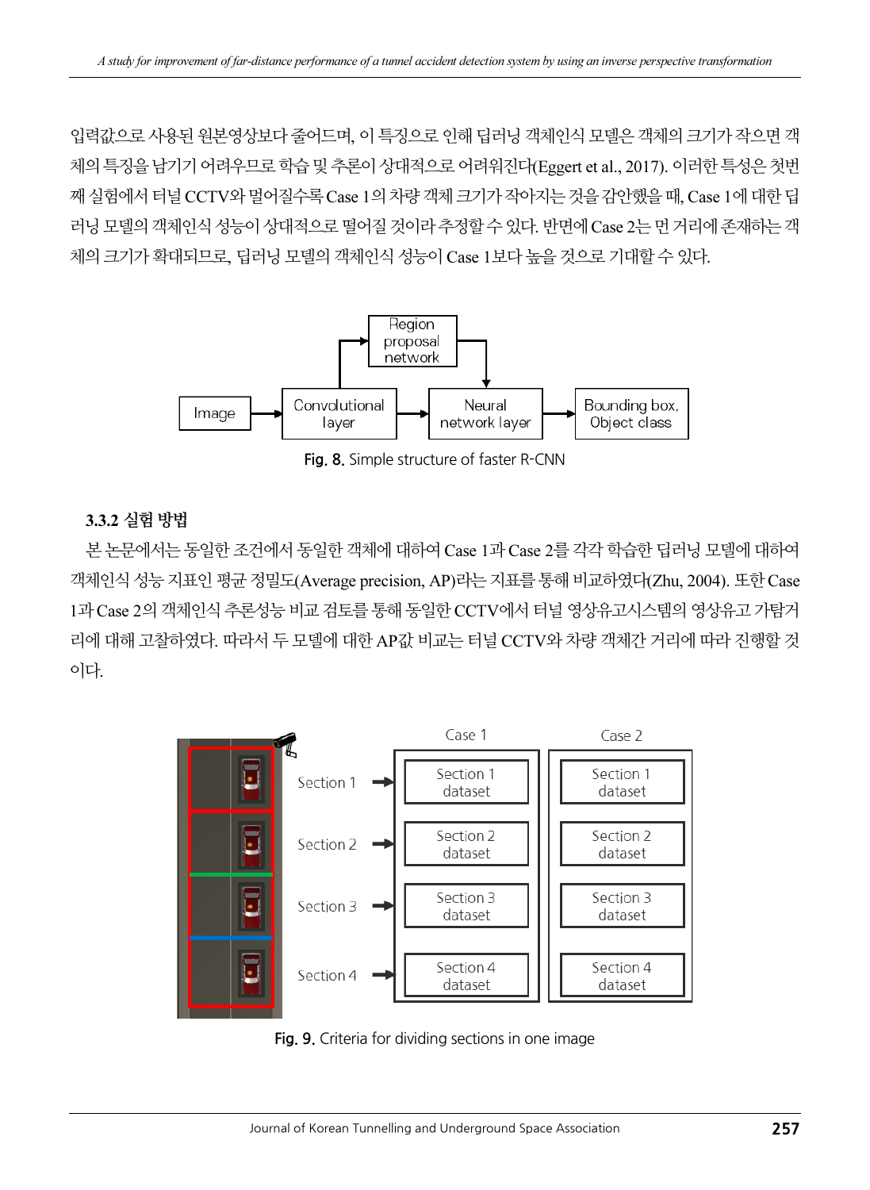입력값으로 사용된 원본영상보다 줄어드며, 이 특징으로 인해 딥러닝 객체인식 모델은 객체의 크기가 작으면 객체의 특징을 남기기 어려우므로 학습 및 추론이 상대적으로 어려워진다(Eggert et al., 2017). 이러한 특성은 첫번째 실험에서 터널 CCTV와 멀어질수록 Case 1의 차량 객체 크기가 작아지는 것을 감안했을 때, Case 1에 대한 딥러닝 모델의 객체인식 성능이 상대적으로 떨어질 것이라 추정할 수 있다. 반면에 Case 2는 먼 거리에 존재하는 객체의 크기가 확대되므로, 딥러닝 모델의 객체인식 성능이 Case 1보다 높을 것으로 기대할 수 있다.

Fig. 8. Simple structure of faster R-CNN

### 3.3.2 실험 방법

본 논문에서는 동일한 조건에서 동일한 객체에 대하여 Case 1과 Case 2를 각각 학습한 딥러닝 모델에 대하여 객체인식 성능 지표인 평균 정밀도(Average precision, AP)라는 지표를 통해 비교하였다(Zhu, 2004). 또한 Case 1과 Case 2의 객체인식 추론성능 비교 검토를 통해 동일한 CCTV에서 터널 영상유고시스템의 영상유고 가탐거리에 대해 고찰하였다. 따라서 두 모델에 대한 AP값 비교는 터널 CCTV와 차량 객체간 거리에 따라 진행할 것이다.

Fig. 9. Criteria for dividing sections in one image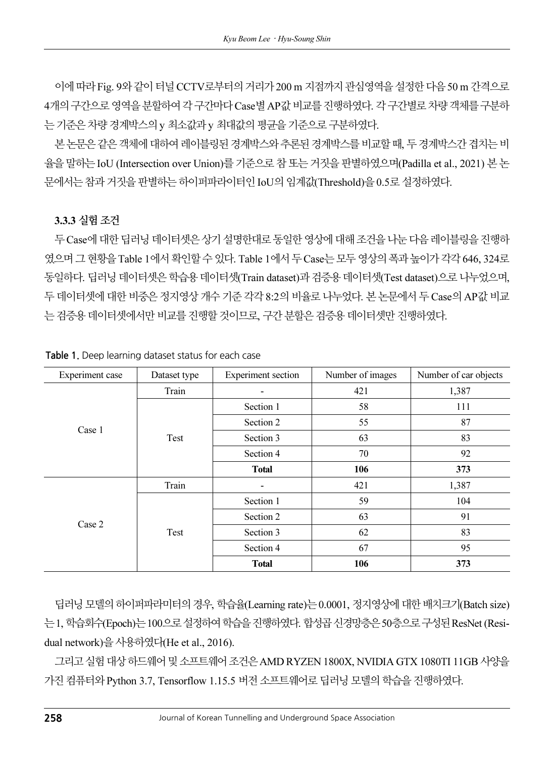이에 따라 Fig. 9와 같이 터널 CCTV로부터의 거리가 200 m 지점까지 관심영역을 설정한 다음 50 m 간격으로 4개의 구간으로 영역을 분할하여 각 구간마다 Case별 AP값 비교를 진행하였다. 각 구간별로 차량 객체를 구분하는 기준은 차량 경계박스의 y 최소값과 y 최대값의 평균을 기준으로 구분하였다.

본 논문은 같은 객체에 대하여 레이블링된 경계박스와 추론된 경계박스를 비교할 때, 두 경계박스간 겹치는 비율을 말하는 IoU (Intersection over Union)를 기준으로 참 또는 거짓을 판별하였으며(Padilla et al., 2021) 본 논문에서는 참과 거짓을 판별하는 하이퍼파라이터인 IoU의 임계값(Threshold)을 0.5로 설정하였다.

### 3.3.3 실험 조건

두 Case에 대한 딥러닝 데이터셋은 상기 설명한대로 동일한 영상에 대해 조건을 나눈 다음 레이블링을 진행하였으며 그 현황을 Table 1에서 확인할 수 있다. Table 1에서 두 Case는 모두 영상의 폭과 높이가 각각 646, 324로 동일하다. 딥러닝 데이터셋은 학습용 데이터셋(Train dataset)과 검증용 데이터셋(Test dataset)으로 나누었으며, 두 데이터셋에 대한 비중은 정지영상 개수 기준 각각 8:2의 비율로 나누었다. 본 논문에서 두 Case의 AP값 비교는 검증용 데이터셋에서만 비교를 진행할 것이므로, 구간 분할은 검증용 데이터셋만 진행하였다.

**Table 1.** Deep learning dataset status for each case

| Experiment case | Dataset type | Experiment section | Number of images | Number of car objects |
|---|---|---|---|---|
| Case 1 | Train | - | 421 | 1,387 |
| | Test | Section 1 | 58 | 111 |
| | | Section 2 | 55 | 87 |
| | | Section 3 | 63 | 83 |
| | | Section 4 | 70 | 92 |
| | | **Total** | **106** | **373** |
| Case 2 | Train | - | 421 | 1,387 |
| | Test | Section 1 | 59 | 104 |
| | | Section 2 | 63 | 91 |
| | | Section 3 | 62 | 83 |
| | | Section 4 | 67 | 95 |
| | | **Total** | **106** | **373** |

딥러닝 모델의 하이퍼파라미터의 경우, 학습율(Learning rate)는 0.0001, 정지영상에 대한 배치크기(Batch size)는 1, 학습회수(Epoch)는 100으로 설정하여 학습을 진행하였다. 합성곱 신경망층은 50층으로 구성된 ResNet (Residual network)을 사용하였다(He et al., 2016).

그리고 실험 대상 하드웨어 및 소프트웨어 조건은 AMD RYZEN 1800X, NVIDIA GTX 1080TI 11GB 사양을 가진 컴퓨터와 Python 3.7, Tensorflow 1.15.5 버전 소프트웨어로 딥러닝 모델의 학습을 진행하였다.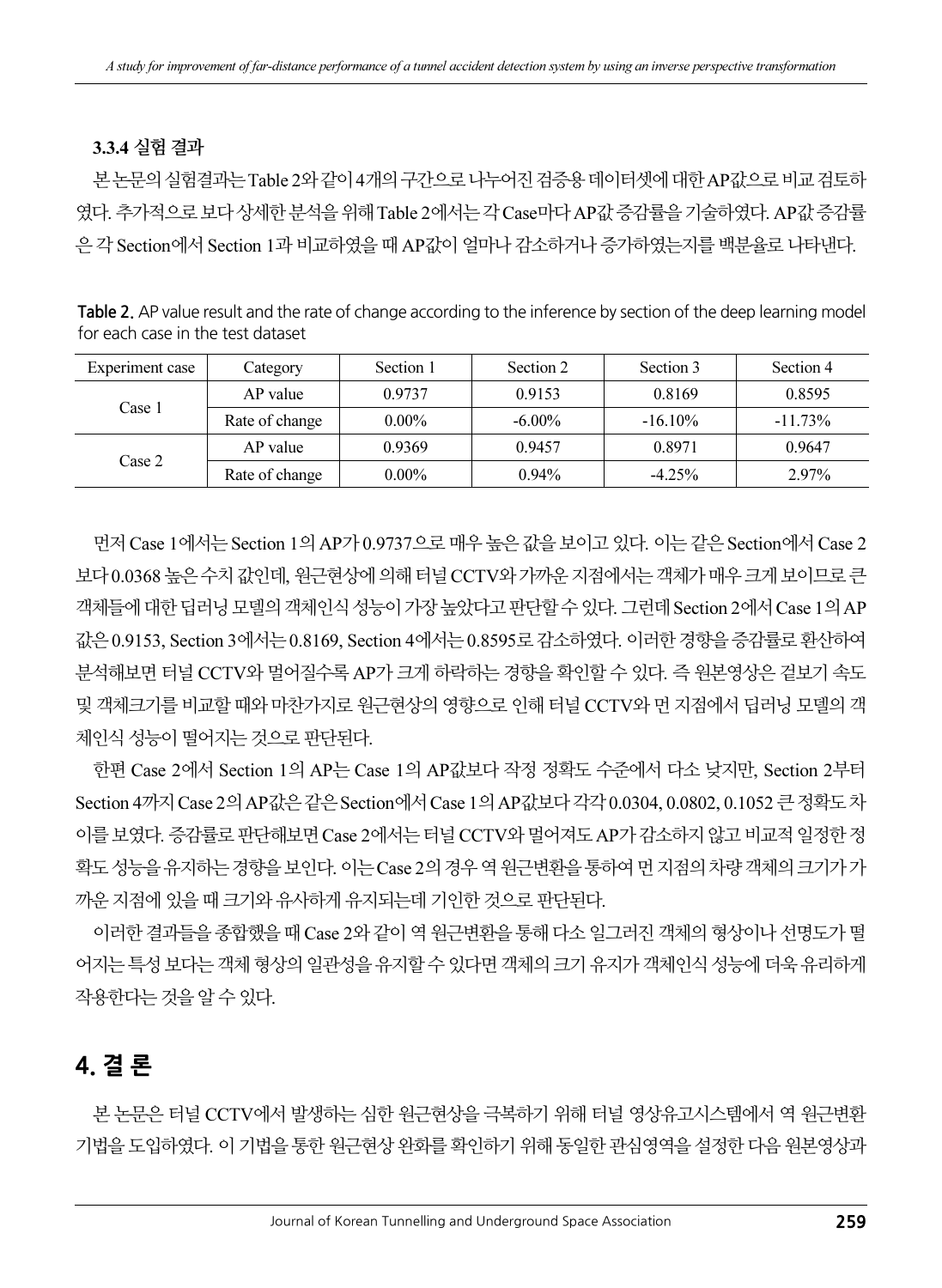### 3.3.4 실험 결과

본 논문의 실험결과는 Table 2와 같이 4개의 구간으로 나누어진 검증용 데이터셋에 대한 AP값으로 비교 검토하였다. 추가적으로 보다 상세한 분석을 위해 Table 2에서는 각 Case마다 AP값 증감률을 기술하였다. AP값 증감률은 각 Section에서 Section 1과 비교하였을 때 AP값이 얼마나 감소하거나 증가하였는지를 백분율로 나타낸다.

**Table 2.** AP value result and the rate of change according to the inference by section of the deep learning model for each case in the test dataset

| Experiment case | Category | Section 1 | Section 2 | Section 3 | Section 4 |
|---|---|---|---|---|---|
| Case 1 | AP value | 0.9737 | 0.9153 | 0.8169 | 0.8595 |
| | Rate of change | 0.00% | -6.00% | -16.10% | -11.73% |
| Case 2 | AP value | 0.9369 | 0.9457 | 0.8971 | 0.9647 |
| | Rate of change | 0.00% | 0.94% | -4.25% | 2.97% |

먼저 Case 1에서는 Section 1의 AP가 0.9737으로 매우 높은 값을 보이고 있다. 이는 같은 Section에서 Case 2보다 0.0368 높은 수치 값인데, 원근현상에 의해 터널 CCTV와 가까운 지점에서는 객체가 매우 크게 보이므로 큰 객체들에 대한 딥러닝 모델의 객체인식 성능이 가장 높았다고 판단할 수 있다. 그런데 Section 2에서 Case 1의 AP값은 0.9153, Section 3에서는 0.8169, Section 4에서는 0.8595로 감소하였다. 이러한 경향을 증감률로 환산하여 분석해보면 터널 CCTV와 멀어질수록 AP가 크게 하락하는 경향을 확인할 수 있다. 즉 원본영상은 겉보기 속도 및 객체크기를 비교할 때와 마찬가지로 원근현상의 영향으로 인해 터널 CCTV와 먼 지점에서 딥러닝 모델의 객체인식 성능이 떨어지는 것으로 판단된다.

한편 Case 2에서 Section 1의 AP는 Case 1의 AP값보다 작정 정확도 수준에서 다소 낮지만, Section 2부터 Section 4까지 Case 2의 AP값은 같은 Section에서 Case 1의 AP값보다 각각 0.0304, 0.0802, 0.1052 큰 정확도 차이를 보였다. 증감률로 판단해보면 Case 2에서는 터널 CCTV와 멀어져도 AP가 감소하지 않고 비교적 일정한 정확도 성능을 유지하는 경향을 보인다. 이는 Case 2의 경우 역 원근변환을 통하여 먼 지점의 차량 객체의 크기가 가까운 지점에 있을 때 크기와 유사하게 유지되는데 기인한 것으로 판단된다.

이러한 결과들을 종합했을 때 Case 2와 같이 역 원근변환을 통해 다소 일그러진 객체의 형상이나 선명도가 떨어지는 특성 보다는 객체 형상의 일관성을 유지할 수 있다면 객체의 크기 유지가 객체인식 성능에 더욱 유리하게 작용한다는 것을 알 수 있다.

## 4. 결 론

본 논문은 터널 CCTV에서 발생하는 심한 원근현상을 극복하기 위해 터널 영상유고시스템에서 역 원근변환 기법을 도입하였다. 이 기법을 통한 원근현상 완화를 확인하기 위해 동일한 관심영역을 설정한 다음 원본영상과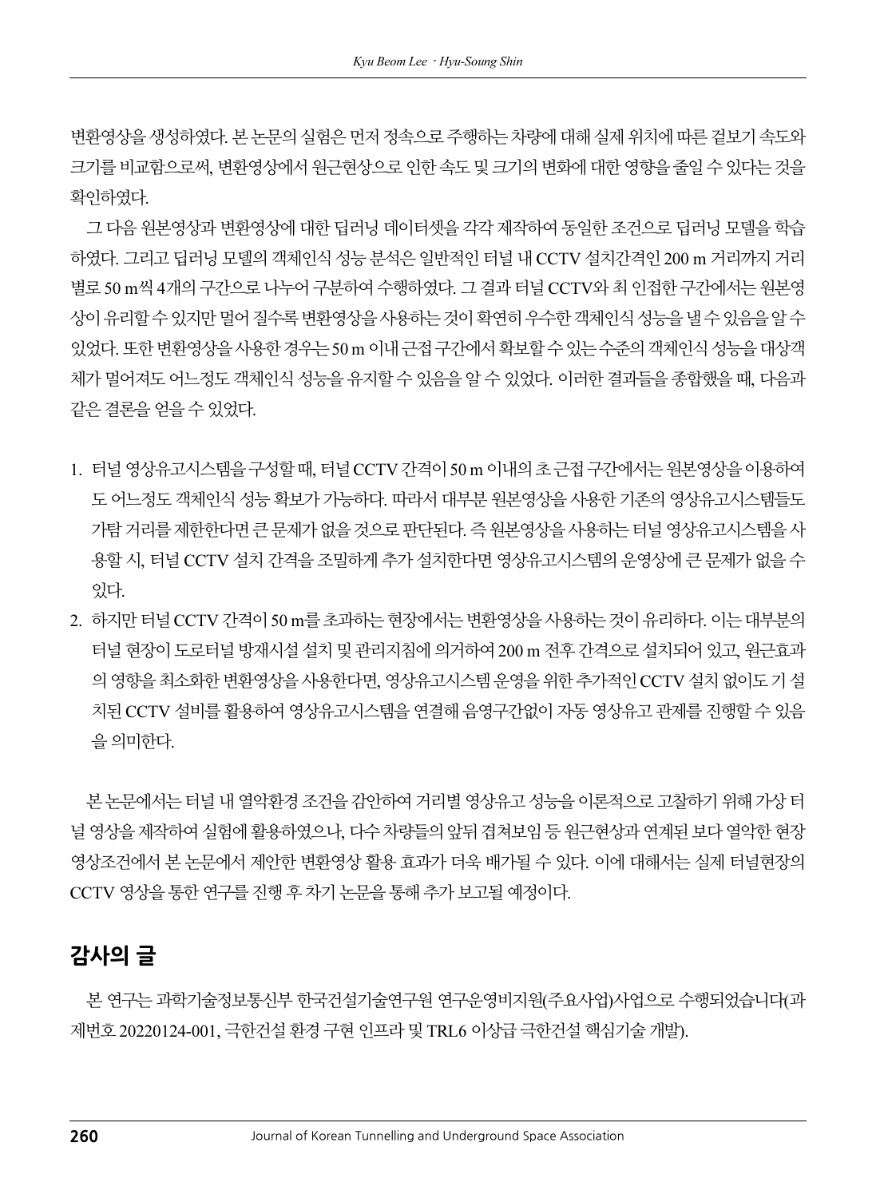변환영상을 생성하였다. 본 논문의 실험은 먼저 정속으로 주행하는 차량에 대해 실제 위치에 따른 겉보기 속도와 크기를 비교함으로써, 변환영상에서 원근현상으로 인한 속도 및 크기의 변화에 대한 영향을 줄일 수 있다는 것을 확인하였다.

그 다음 원본영상과 변환영상에 대한 딥러닝 데이터셋을 각각 제작하여 동일한 조건으로 딥러닝 모델을 학습하였다. 그리고 딥러닝 모델의 객체인식 성능 분석은 일반적인 터널 내 CCTV 설치간격인 200 m 거리까지 거리별로 50 m씩 4개의 구간으로 나누어 구분하여 수행하였다. 그 결과 터널 CCTV와 최 인접한 구간에서는 원본영상이 유리할 수 있지만 멀어 질수록 변환영상을 사용하는 것이 확연히 우수한 객체인식 성능을 낼 수 있음을 알 수 있었다. 또한 변환영상을 사용한 경우는 50 m 이내 근접 구간에서 확보할 수 있는 수준의 객체인식 성능을 대상객체가 멀어져도 어느정도 객체인식 성능을 유지할 수 있음을 알 수 있었다. 이러한 결과들을 종합했을 때, 다음과 같은 결론을 얻을 수 있었다.

1. 터널 영상유고시스템을 구성할 때, 터널 CCTV 간격이 50 m 이내의 초 근접 구간에서는 원본영상을 이용하여도 어느정도 객체인식 성능 확보가 가능하다. 따라서 대부분 원본영상을 사용한 기존의 영상유고시스템들도 가탐 거리를 제한한다면 큰 문제가 없을 것으로 판단된다. 즉 원본영상을 사용하는 터널 영상유고시스템을 사용할 시, 터널 CCTV 설치 간격을 조밀하게 추가 설치한다면 영상유고시스템의 운영상에 큰 문제가 없을 수 있다.
2. 하지만 터널 CCTV 간격이 50 m를 초과하는 현장에서는 변환영상을 사용하는 것이 유리하다. 이는 대부분의 터널 현장이 도로터널 방재시설 설치 및 관리지침에 의거하여 200 m 전후 간격으로 설치되어 있고, 원근효과의 영향을 최소화한 변환영상을 사용한다면, 영상유고시스템 운영을 위한 추가적인 CCTV 설치 없이도 기 설치된 CCTV 설비를 활용하여 영상유고시스템을 연결해 음영구간없이 자동 영상유고 관제를 진행할 수 있음을 의미한다.

본 논문에서는 터널 내 열악환경 조건을 감안하여 거리별 영상유고 성능을 이론적으로 고찰하기 위해 가상 터널 영상을 제작하여 실험에 활용하였으나, 다수 차량들의 앞뒤 겹쳐보임 등 원근현상과 연계된 보다 열악한 현장 영상조건에서 본 논문에서 제안한 변환영상 활용 효과가 더욱 배가될 수 있다. 이에 대해서는 실제 터널현장의 CCTV 영상을 통한 연구를 진행 후 차기 논문을 통해 추가 보고될 예정이다.

## 감사의 글

본 연구는 과학기술정보통신부 한국건설기술연구원 연구운영비지원(주요사업)사업으로 수행되었습니다(과제번호 20220124-001, 극한건설 환경 구현 인프라 및 TRL6 이상급 극한건설 핵심기술 개발).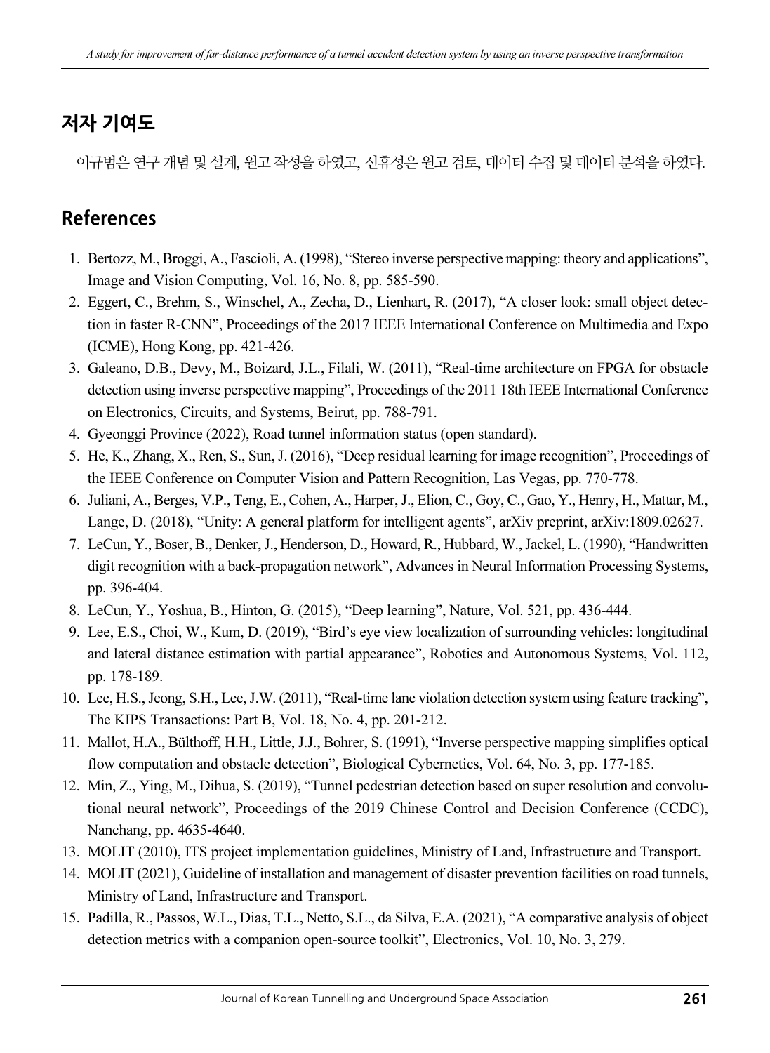## 저자 기여도

이규범은 연구 개념 및 설계, 원고 작성을 하였고, 신휴성은 원고 검토, 데이터 수집 및 데이터 분석을 하였다.

## References

1. Bertozz, M., Broggi, A., Fascioli, A. (1998), "Stereo inverse perspective mapping: theory and applications", Image and Vision Computing, Vol. 16, No. 8, pp. 585-590.
2. Eggert, C., Brehm, S., Winschel, A., Zecha, D., Lienhart, R. (2017), "A closer look: small object detection in faster R-CNN", Proceedings of the 2017 IEEE International Conference on Multimedia and Expo (ICME), Hong Kong, pp. 421-426.
3. Galeano, D.B., Devy, M., Boizard, J.L., Filali, W. (2011), "Real-time architecture on FPGA for obstacle detection using inverse perspective mapping", Proceedings of the 2011 18th IEEE International Conference on Electronics, Circuits, and Systems, Beirut, pp. 788-791.
4. Gyeonggi Province (2022), Road tunnel information status (open standard).
5. He, K., Zhang, X., Ren, S., Sun, J. (2016), "Deep residual learning for image recognition", Proceedings of the IEEE Conference on Computer Vision and Pattern Recognition, Las Vegas, pp. 770-778.
6. Juliani, A., Berges, V.P., Teng, E., Cohen, A., Harper, J., Elion, C., Goy, C., Gao, Y., Henry, H., Mattar, M., Lange, D. (2018), "Unity: A general platform for intelligent agents", arXiv preprint, arXiv:1809.02627.
7. LeCun, Y., Boser, B., Denker, J., Henderson, D., Howard, R., Hubbard, W., Jackel, L. (1990), "Handwritten digit recognition with a back-propagation network", Advances in Neural Information Processing Systems, pp. 396-404.
8. LeCun, Y., Yoshua, B., Hinton, G. (2015), "Deep learning", Nature, Vol. 521, pp. 436-444.
9. Lee, E.S., Choi, W., Kum, D. (2019), "Bird's eye view localization of surrounding vehicles: longitudinal and lateral distance estimation with partial appearance", Robotics and Autonomous Systems, Vol. 112, pp. 178-189.
10. Lee, H.S., Jeong, S.H., Lee, J.W. (2011), "Real-time lane violation detection system using feature tracking", The KIPS Transactions: Part B, Vol. 18, No. 4, pp. 201-212.
11. Mallot, H.A., Bülthoff, H.H., Little, J.J., Bohrer, S. (1991), "Inverse perspective mapping simplifies optical flow computation and obstacle detection", Biological Cybernetics, Vol. 64, No. 3, pp. 177-185.
12. Min, Z., Ying, M., Dihua, S. (2019), "Tunnel pedestrian detection based on super resolution and convolutional neural network", Proceedings of the 2019 Chinese Control and Decision Conference (CCDC), Nanchang, pp. 4635-4640.
13. MOLIT (2010), ITS project implementation guidelines, Ministry of Land, Infrastructure and Transport.
14. MOLIT (2021), Guideline of installation and management of disaster prevention facilities on road tunnels, Ministry of Land, Infrastructure and Transport.
15. Padilla, R., Passos, W.L., Dias, T.L., Netto, S.L., da Silva, E.A. (2021), "A comparative analysis of object detection metrics with a companion open-source toolkit", Electronics, Vol. 10, No. 3, 279.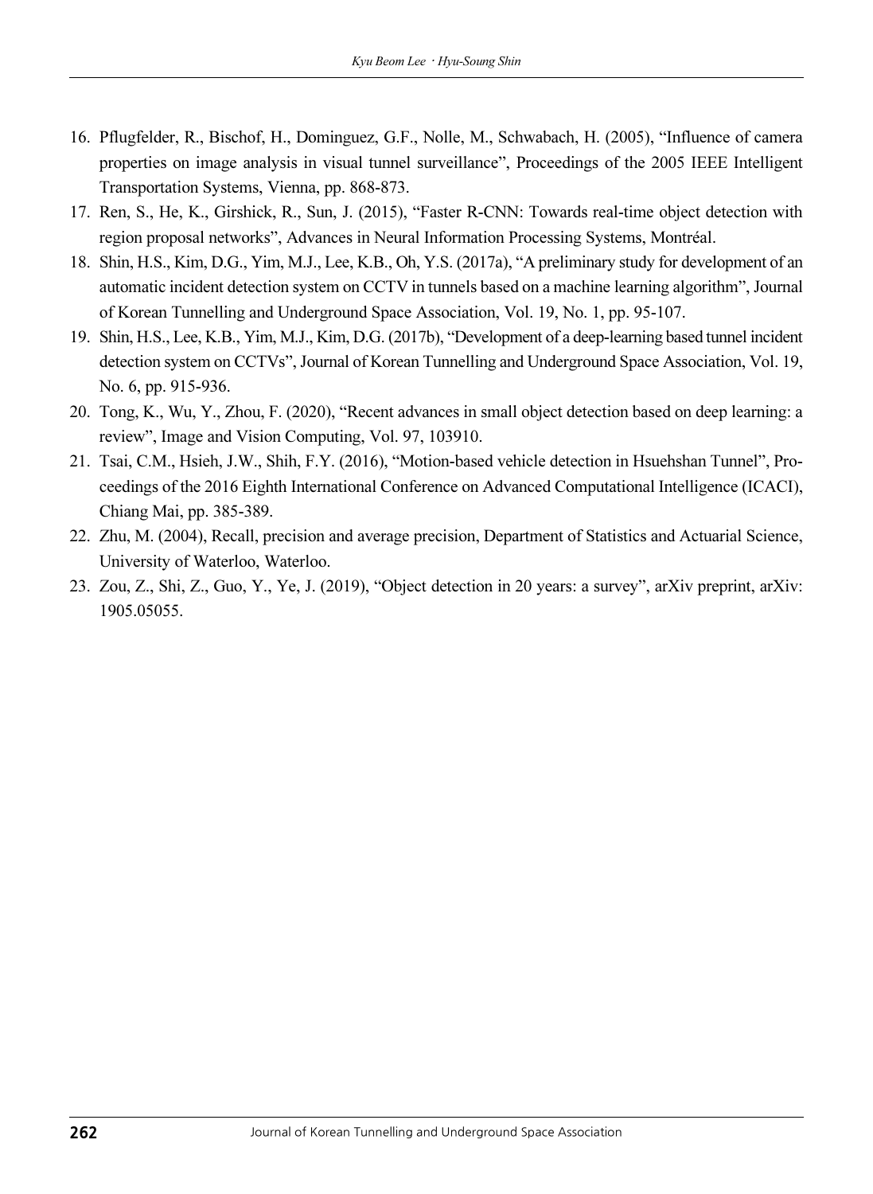16. Pflugfelder, R., Bischof, H., Dominguez, G.F., Nolle, M., Schwabach, H. (2005), “Influence of camera properties on image analysis in visual tunnel surveillance”, Proceedings of the 2005 IEEE Intelligent Transportation Systems, Vienna, pp. 868-873.
17. Ren, S., He, K., Girshick, R., Sun, J. (2015), “Faster R-CNN: Towards real-time object detection with region proposal networks”, Advances in Neural Information Processing Systems, Montréal.
18. Shin, H.S., Kim, D.G., Yim, M.J., Lee, K.B., Oh, Y.S. (2017a), “A preliminary study for development of an automatic incident detection system on CCTV in tunnels based on a machine learning algorithm”, Journal of Korean Tunnelling and Underground Space Association, Vol. 19, No. 1, pp. 95-107.
19. Shin, H.S., Lee, K.B., Yim, M.J., Kim, D.G. (2017b), “Development of a deep-learning based tunnel incident detection system on CCTVs”, Journal of Korean Tunnelling and Underground Space Association, Vol. 19, No. 6, pp. 915-936.
20. Tong, K., Wu, Y., Zhou, F. (2020), “Recent advances in small object detection based on deep learning: a review”, Image and Vision Computing, Vol. 97, 103910.
21. Tsai, C.M., Hsieh, J.W., Shih, F.Y. (2016), “Motion-based vehicle detection in Hsuehshan Tunnel”, Proceedings of the 2016 Eighth International Conference on Advanced Computational Intelligence (ICACI), Chiang Mai, pp. 385-389.
22. Zhu, M. (2004), Recall, precision and average precision, Department of Statistics and Actuarial Science, University of Waterloo, Waterloo.
23. Zou, Z., Shi, Z., Guo, Y., Ye, J. (2019), “Object detection in 20 years: a survey”, arXiv preprint, arXiv: 1905.05055.